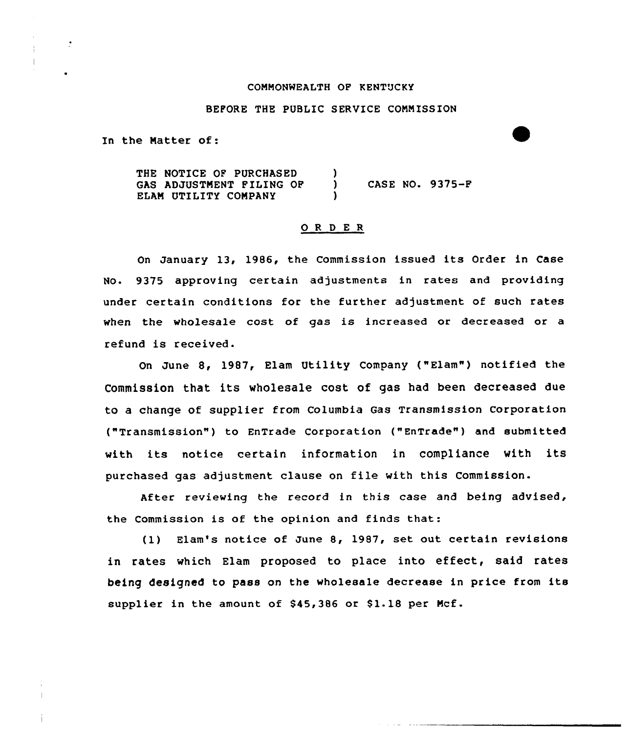COMMONWEALTH OF KENTUCKY

BEFORE THE PUBLIC SERVICE COMMISSION

In the Matter of:

THE NOTICE OF PURCHASED GAS ADJUSTMENT FILING OF ELAM UTILITY COMPANY ) CASE NO. 9375-F

## O R D E R

On January 13, 1986, the Commission issued its Order in Case No. 9375 approving certain adjustments in rates and providing under certain conditions for the further adjustment of such rates when the wholesale cost of gas is increased or decreased or a refund is received.

On June 8, 1987, Elam Utility Company ("Elam") notified the Commission that its wholesale cost of gas had been decreased due to a change of supplier from Columbia Gas Transmission Corporation ("Transmission") to EnTrade Corporation ("EnTrade") and submitted with its notice certain information in compliance with its purchased gas adjustment clause on file with this Commission.

After reviewing the record in this case and being advised, the Commission is of the opinion and finds that:

(1) Elam's notice of June 8, 1987, set out certain revisions in rates which Elam proposed to place into effect, said rates being designed to pass on the wholesale decrease in price from its supplier in the amount of $45,386 or $1.18 per Mcf.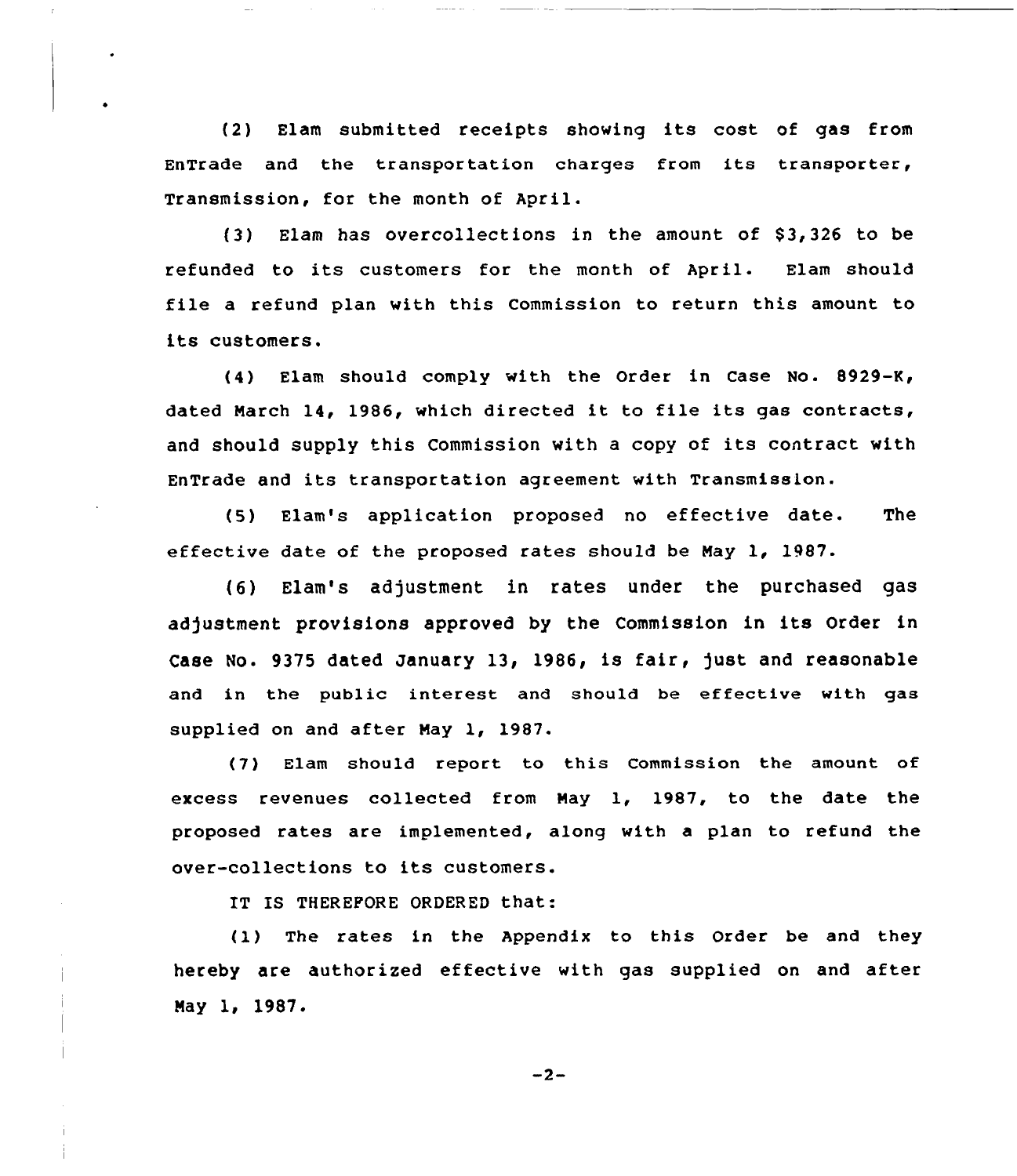(2) Elam submitted receipts showing its cost of gas from EnTrade and the transportation charges from its transporter, Transmission, for the month of April.

(3) Elam has overcollections in the amount of $3,326 to be refunded to its customers for the month of April. Elam should file a refund plan with this Commission to return this amount to its customers.

(4) Elam should comply with the Order in Case No. 8929-K, dated March 14, 1986, which directed it to file its gas contracts, and should supply this Commission with a copy of its contract with EnTrade and its transportation agreement with Transmission.

(5) Elam's application proposed no effective date. The effective date of the proposed rates should be May 1, 1987.

(6) Elam's adjustment in rates under the purchased gas adjustment provisions approved by the Commission in its Order in Case No. 9375 dated January 13, 1986, is fair, just and reasonable and in the public interest and should be effective with gas supplied on and after May 1, 1987.

(7) Elam should report to this Commission the amount of excess revenues collected from May 1, 1987, to the date the proposed rates are implemented, along with a plan to refund the over-collections to its customers.

IT IS THEREFORE ORDERED that:

(1) The rates in the Appendix to this Order be and they hereby are authorized effective with gas supplied on and after May 1, 1987.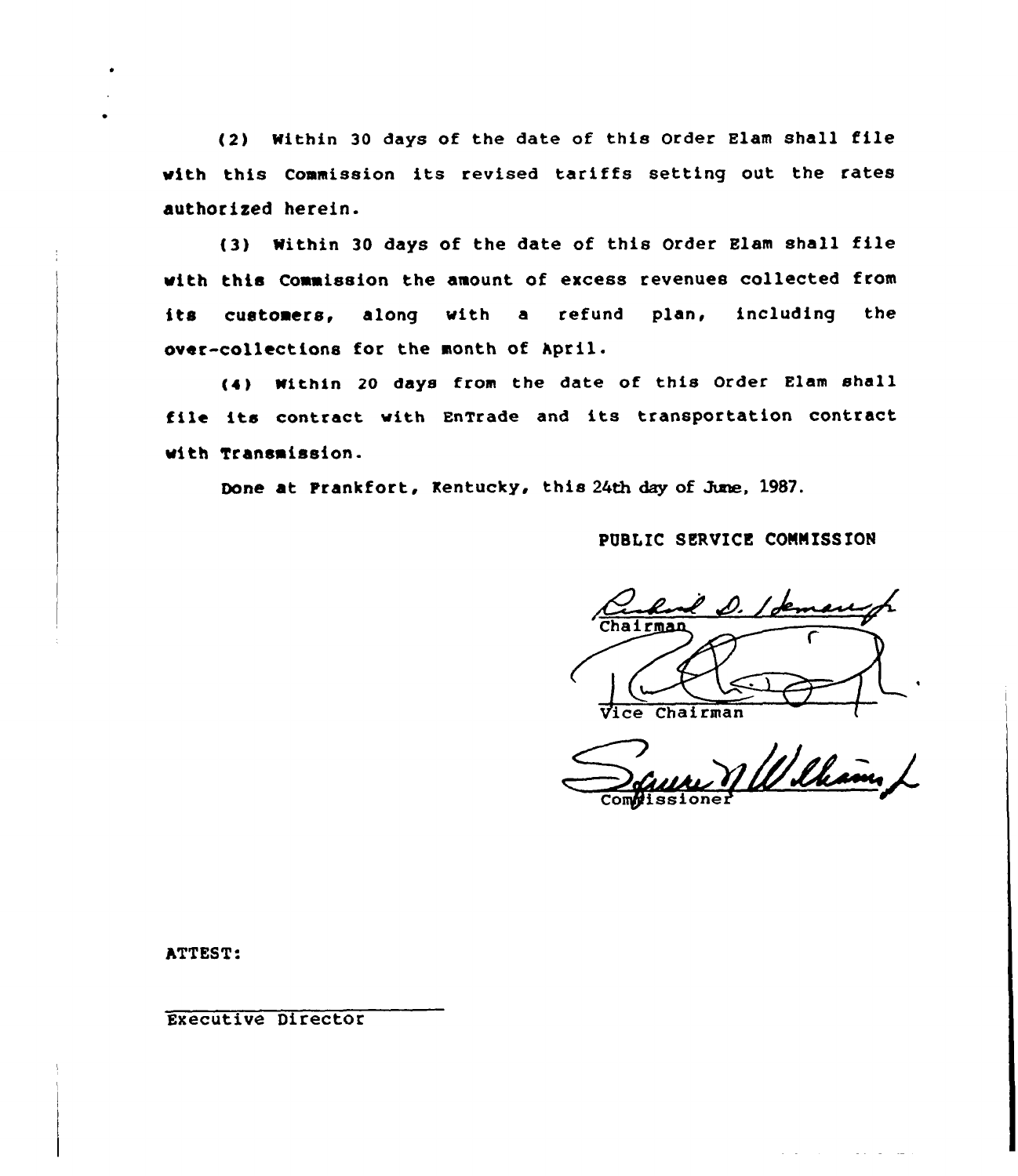(2) Within 30 days of the date of this Order Elam shall file with this Commission its revised tariffs setting out the rates authorized herein.

(3) Within 30 days of the date of this Order Elam shall file with this Commission the amount of excess revenues collected from its customers, along with a refund plan, including the over-collections for the month of April.

(4) Within 20 days from the date of this Order Elam shall file its contract with EnTrade and its transportation contract with Transmission.

Done at Frankfort, Kentucky, this 24th day of June, 1987.

PUBLIC SERVICE COMMISSION

Chairman

Vice Chairman

Commissioner

ATTEST:

Executive Director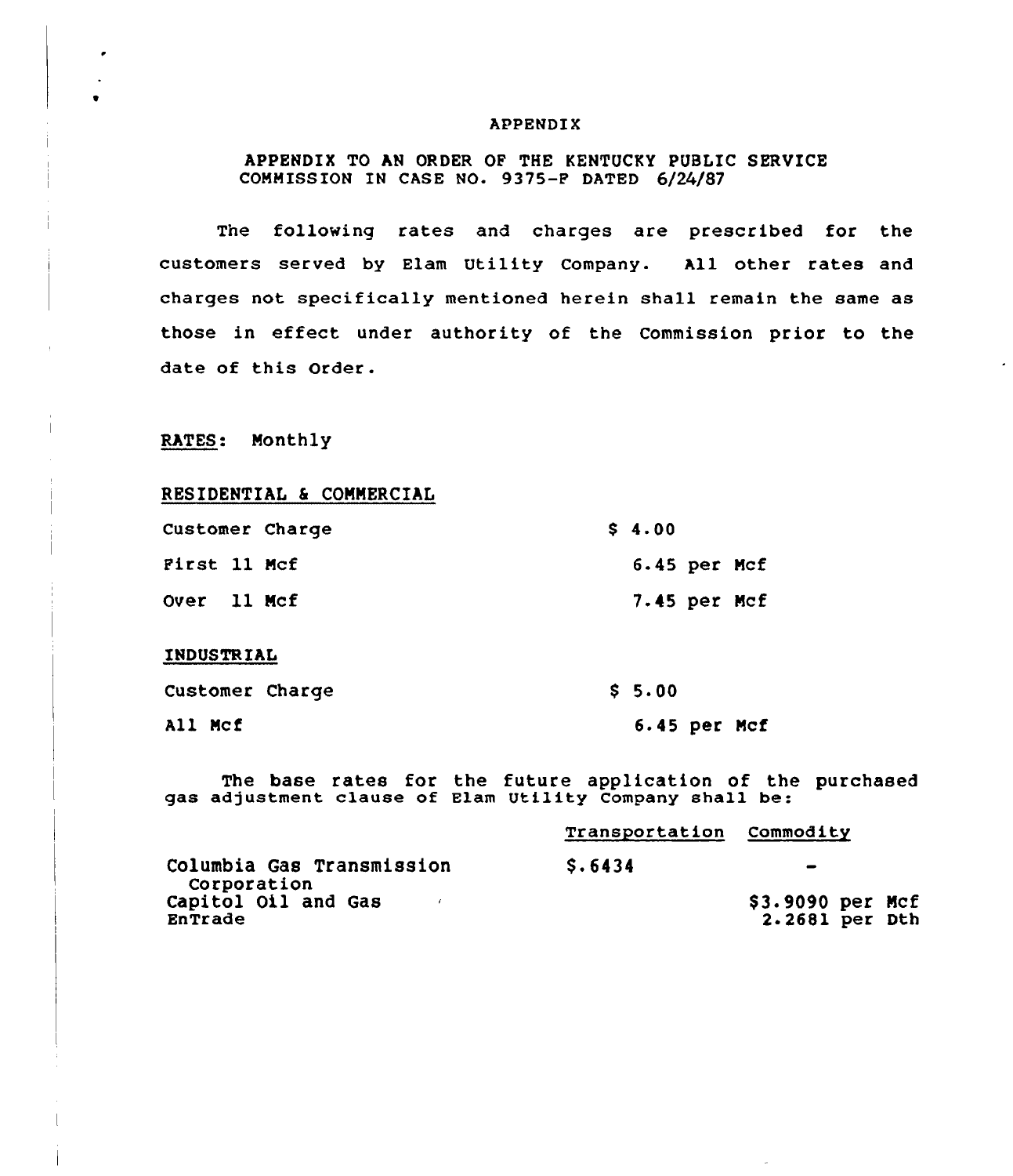# APPENDIX

APPENDIX TO AN ORDER OF THE KENTUCKY PUBLIC SERVICE COMMISSION IN CASE NO. 9375-F DATED 6/24/87

The following rates and charges are prescribed for the customers served by Elam Utility Company. All other rates and charges not specifically mentioned herein shall remain the same as those in effect under authority of the Commission prior to the date of this Order.

RATES: Monthly

RESIDENTIAL & COMMERCIAL

| | |
|---|---|
| Customer Charge | $ 4.00 |
| First 11 Mcf | 6.45 per Mcf |
| Over 11 Mcf | 7.45 per Mcf |

INDUSTRIAL

| | |
|---|---|
| Customer Charge | $ 5.00 |
| All Mcf | 6.45 per Mcf |

The base rates for the future application of the purchased gas adjustment clause of Elam Utility Company shall be:

| | Transportation | Commodity |
|---|---|---|
| Columbia Gas Transmission Corporation | $.6434 | - |
| Capitol Oil and Gas | | $3.9090 per Mcf |
| EnTrade | | 2.2681 per Dth |